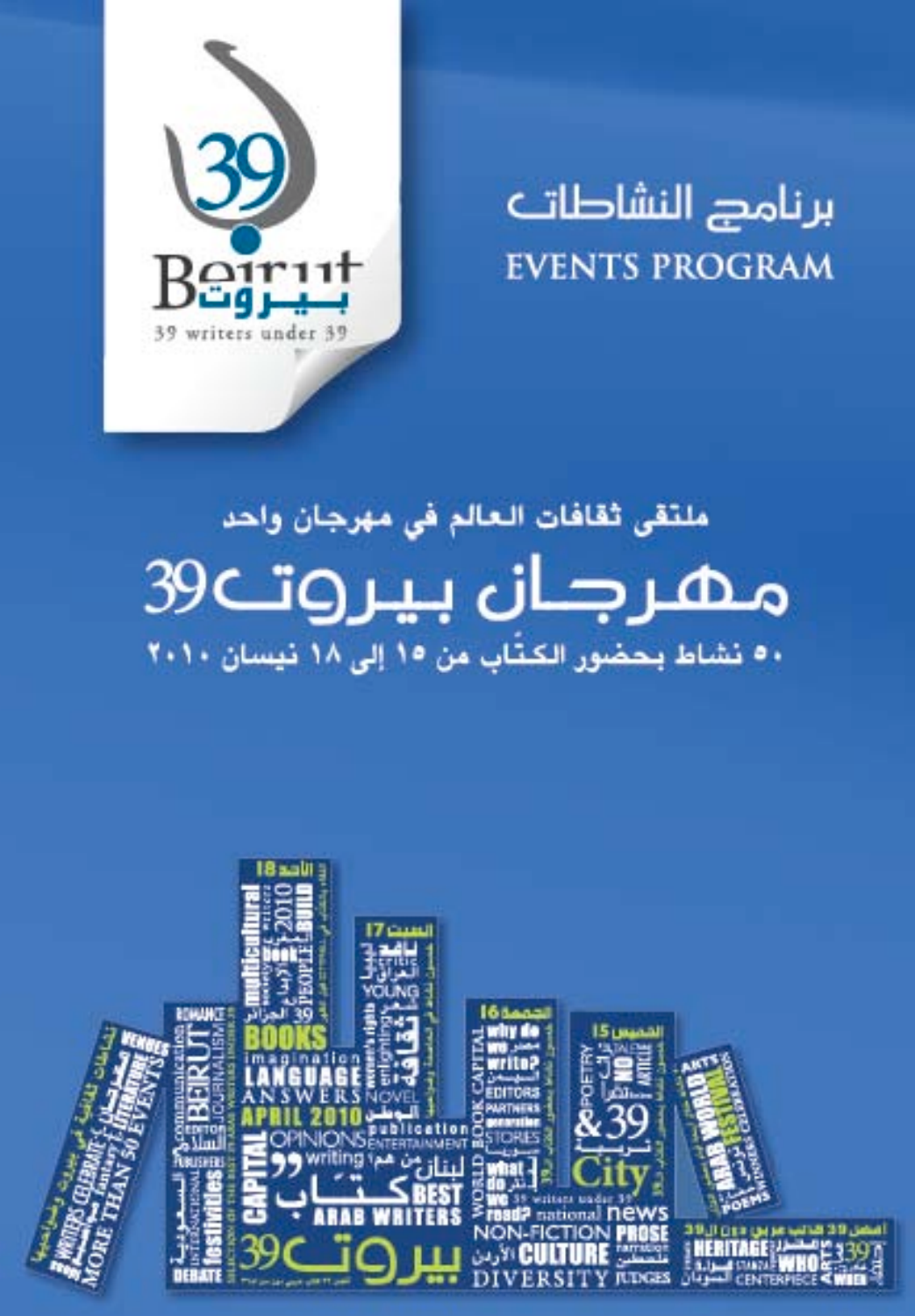39 Beirut بيروت

39 writers under 39

# برنامج النشاطات
# EVENTS PROGRAM

ملتقى ثقافات العالم في مهرجان واحد

## مهرجان بيروت39

٥٠ نشاط بحضور الكتّاب من ١٥ إلى ١٨ نيسان ٢٠١٠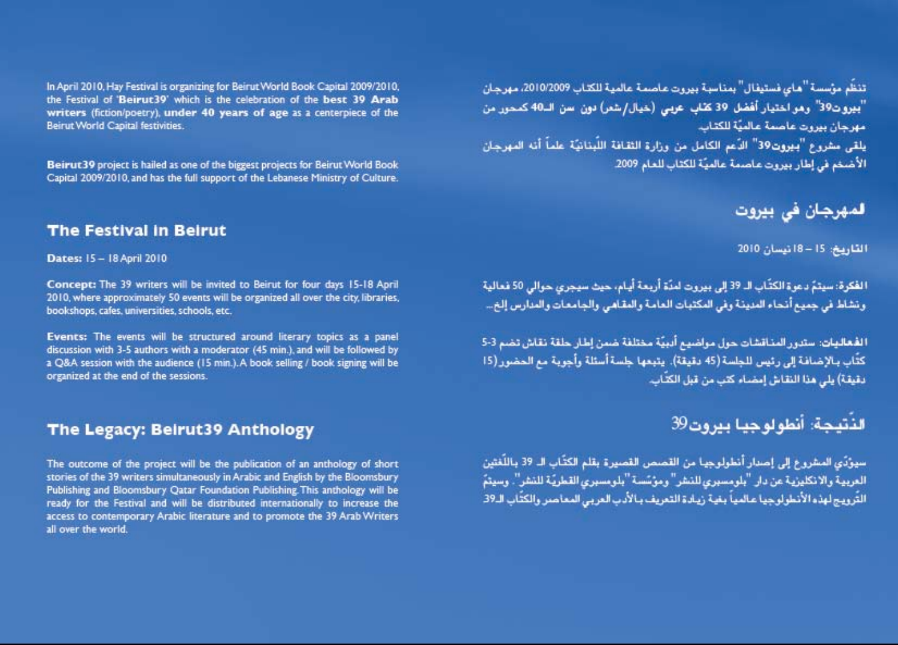In April 2010, Hay Festival is organizing for Beirut World Book Capital 2009/2010, the Festival of '**Beirut39**' which is the celebration of the **best 39 Arab writers** (fiction/poetry), **under 40 years of age** as a centerpiece of the Beirut World Capital festivities.

**Beirut39** project is hailed as one of the biggest projects for Beirut World Book Capital 2009/2010, and has the full support of the Lebanese Ministry of Culture.

## The Festival in Beirut

**Dates:** 15 – 18 April 2010

**Concept:** The 39 writers will be invited to Beirut for four days 15-18 April 2010, where approximately 50 events will be organized all over the city, libraries, bookshops, cafes, universities, schools, etc.

**Events:** The events will be structured around literary topics as a panel discussion with 3-5 authors with a moderator (45 min.), and will be followed by a Q&A session with the audience (15 min.). A book selling / book signing will be organized at the end of the sessions.

## The Legacy: Beirut39 Anthology

The outcome of the project will be the publication of an anthology of short stories of the 39 writers simultaneously in Arabic and English by the Bloomsbury Publishing and Bloomsbury Qatar Foundation Publishing. This anthology will be ready for the Festival and will be distributed internationally to increase the access to contemporary Arabic literature and to promote the 39 Arab Writers all over the world.

تنظّم مؤسسة "هاي فستيفال" بمناسبة بيروت عاصمة عالمية للكتاب 2010/2009، مهرجان "**بيروت39**" وهو اختيار **أفضل 39 كتاب عربي** (خيال/شعر) **دون سن الـ40** كمحور من مهرجان بيروت عاصمة عالميّة للكتاب.

يلقى مشروع "**بيروت39**" الدّعم الكامل من وزارة الثقافة اللّبنانيّة علماً أنه المهرجان الأضخم في إطار بيروت عاصمة عالميّة للكتاب للعام 2009.

## المهرجان في بيروت

**التاريخ:** 15 – 18 نيسان 2010

**الفكرة:** سيتمّ دعوة الكتّاب الـ 39 إلى بيروت لمدّة أربعة أيام، حيث سيجري حوالي 50 فعالية ونشاط في جميع أنحاء المدينة وفي المكتبات العامة والمقاهي والجامعات والمدارس إلخ...

**الفعاليات:** ستدور المناقشات حول مواضيع أدبيّة مختلفة ضمن إطار حلقة نقاش تضم 3-5 كتّاب بالإضافة إلى رئيس للجلسة (45 دقيقة). يتبعها جلسة أسئلة وأجوبة مع الحضور (15 دقيقة) يلي هذا النقاش إمضاء كتب من قبل الكتّاب.

## النّتيجة: أنطولوجيا بيروت39

سيؤدّي المشروع إلى إصدار أنطولوجيا من القصص القصيرة بقلم الكتّاب الـ 39 باللّغتين العربية والانكليزية عن دار "بلومسبري للنشر" ومؤسّسة "بلومسبري القطريّة للنشر". وسيتمّ التّرويج لهذه الأنطولوجيا عالمياً بغية زيادة التعريف بالأدب العربي المعاصر والكتّاب الـ39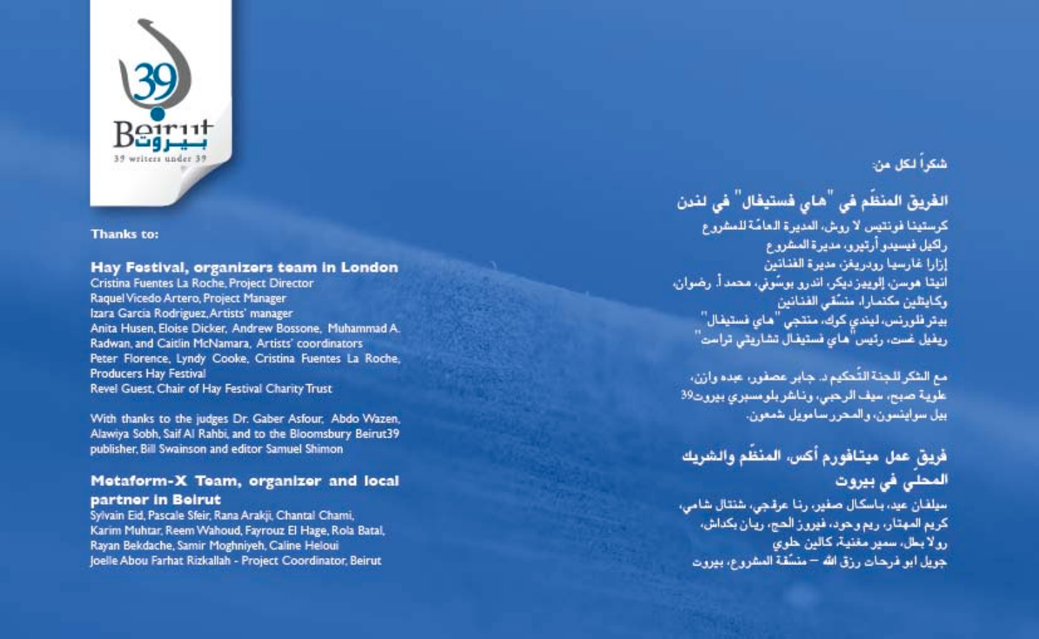**Thanks to:**

### Hay Festival, organizers team in London

Cristina Fuentes La Roche, Project Director
Raquel Vicedo Artero, Project Manager
Izara Garcia Rodriguez, Artists' manager
Anita Husen, Eloise Dicker, Andrew Bossone, Muhammad A. Radwan, and Caitlin McNamara, Artists' coordinators
Peter Florence, Lyndy Cooke, Cristina Fuentes La Roche, Producers Hay Festival
Revel Guest, Chair of Hay Festival Charity Trust

With thanks to the judges Dr. Gaber Asfour, Abdo Wazen, Alawiya Sobh, Saif Al Rahbi, and to the Bloomsbury Beirut39 publisher, Bill Swainson and editor Samuel Shimon

### Metaform-X Team, organizer and local partner in Beirut

Sylvain Eid, Pascale Sfeir, Rana Arakji, Chantal Chami, Karim Muhtar, Reem Wahoud, Fayrouz El Hage, Rola Batal, Rayan Bekdache, Samir Moghniyeh, Caline Heloui
Joelle Abou Farhat Rizkallah - Project Coordinator, Beirut

شكراً لكل من:

### الفريق المنظّم في "هاي فستيفال" في لندن

كرستينا فونتيس لا روش، المديرة العامّة للمشروع
راكيل فيسيدو أرتيرو، مديرة المشروع
إزارا غارسيا رودريغز، مديرة الفنانين
انيتا هوسن، إلوييز ديكر، اندرو بوسّوني، محمد أ. رضوان، وكايتلين مكنمارا، منسّقي الفنانين
بيتر فلورنس، ليندي كوك، منتجي "هاي فستيفال"
ريفيل غست، رئيس "هاي فستيفال تشاريتي تراست"

مع الشكر للجنة التّحكيم د. جابر عصفور، عبده وازن، علوية صبح، سيف الرحبي، وناشر بلومسبري بيروت39 بيل سواينسون، والمحرر ساموئيل شمعون.

### فريق عمل ميتافورم أكس، المنظّم والشريك المحلي في بيروت

سيلفان عيد، باسكال صفير، رنا عرقجي، شنتال شامي، كريم المهتار، ريم وحود، فيروز الحج، ريان بكداش، رولا بطل، سمير مغنية، كالين حلوي
جويل ابو فرحات رزق الله – منسّقة المشروع، بيروت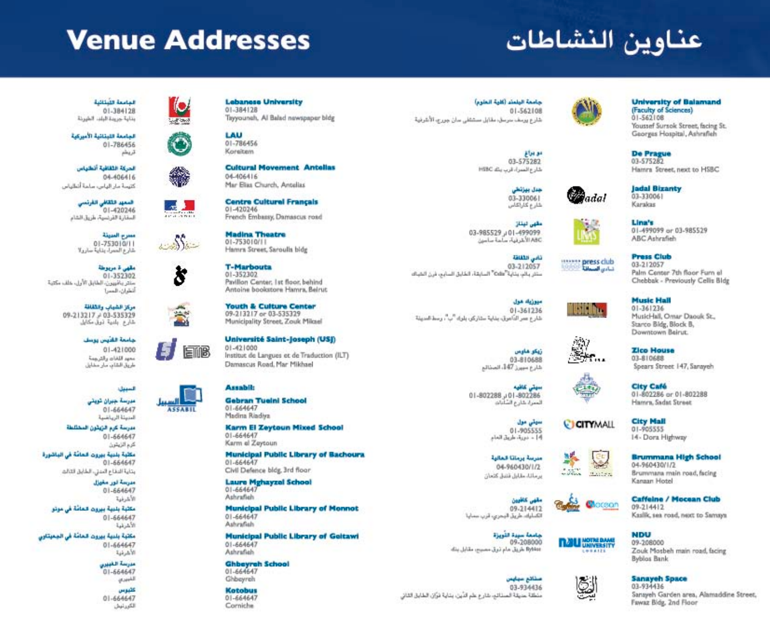# Venue Addresses

# عناوين النشاطات

**Lebanese University**
01-384128
Tayyouneh, Al Balad newspaper bldg

الجامعة اللبنانية
01-384128
بناية جريدة البلد، الطيونة

**LAU**
01-786456
Koreitem

الجامعة اللبنانية الأميركية
01-786456
قريطم

**Cultural Movement Antelias**
04-406416
Mar Elias Church, Antelias

الحركة الثقافية أنطلياس
04-406416
كنيسة مار الياس، ساحة أنطلياس

**Centre Culturel Français**
01-420246
French Embassy, Damascus road

المعهد الثقافي الفرنسي
01-420246
السفارة الفرنسية، طريق الشام

**Madina Theatre**
01-753010/11
Hamra Street, Saroulla bldg

مسرح المدينة
01-753010/11
شارع الحمرا، بناية سارولا

**T-Marbouta**
01-352302
Pavilion Center, 1st floor, behind Antoine bookstore Hamra, Beirut

مقهى ة مربوطة
01-352302
سنتر بافيليون، الطابق الأول، خلف مكتبة أنطوان، الحمرا

**Youth & Culture Center**
09-213217 or 03-535329
Municipality Street, Zouk Mikael

مركز الشباب والثقافة
09-213217 أو 03-535329
شارع بلدية ذوق مكايل

**Université Saint-Joseph (USJ)**
01-421000
Institut de Langues et de Traduction (ILT)
Damascus Road, Mar Mikhael

جامعة القديس يوسف
01-421000
معهد اللغات والترجمة
طريق الشام، مار مخايل

**Assabil:**

السبيل:

**Gebran Tueini School**
01-664647
Madina Riadiya

مدرسة جبران تويني
01-664647
المدينة الرياضية

**Karm El Zeytoun Mixed School**
01-664647
Karm el Zeytoun

مدرسة كرم الزيتون المختلطة
01-664647
كرم الزيتون

**Municipal Public Library of Bachoura**
01-664647
Civil Defence bldg, 3rd floor

مكتبة بلدية بيروت العامة في الباشورة
01-664647
بناية الدفاع المدني، الطابق الثالث

**Laure Mghayzel School**
01-664647
Ashrafieh

مدرسة لور مغيزل
01-664647
الأشرفية

**Municipal Public Library of Monnot**
01-664647
Ashrafieh

مكتبة بلدية بيروت العامة في مونو
01-664647
الأشرفية

**Municipal Public Library of Geitawi**
01-664647
Ashrafieh

مكتبة بلدية بيروت العامة في الجعيتاوي
01-664647
الأشرفية

**Ghbeyreh School**
01-664647
Ghbeyreh

مدرسة الغبيري
01-664647
الغبيري

**Kotobus**
01-664647
Corniche

كتبوس
01-664647
الكورنيش

**University of Balamand (Faculty of Sciences)**
01-562108
Youssef Sursok Street, facing St. Georges Hospital, Ashrafieh

جامعة البلمند (كلية العلوم)
01-562108
شارع يوسف سرسق، مقابل مستشفى سان جورج، الأشرفية

**De Prague**
03-575282
Hamra Street, next to HSBC

دو براغ
03-575282
شارع الحمرا، قرب بنك HSBC

**Jadal Bizanty**
03-330061
Karakas

جدل بيزنطي
03-330061
شارع كاراكاس

**Lina's**
01-499099 or 03-985529
ABC Ashrafieh

مقهى ليناز
01-499099 أو 03-985529
ABC الأشرفية، ساحة ساسين

**Press Club**
03-212057
Palm Center 7th floor Furn el Chebbak - Previously Cellis Bldg

نادي الصحافة
03-212057
سنتر بالم، بناية "Cellis" السابقة، الطابق السابع، فرن الشباك

**Music Hall**
01-361236
MusicHall, Omar Daouk St., Starco Bldg, Block B, Downtown Beirut.

ميوزيك هول
01-361236
شارع عمر الداعوق، بناية ستاركو، بلوك "ب"، وسط المدينة

**Zico House**
03-810688
Spears Street 147, Sanayeh

زيكو هاوس
03-810688
شارع سبيرز 147، الصنائع

**City Café**
01-802286 or 01-802288
Hamra, Sadat Street

سيتي كافيه
01-802286 أو 01-802288
الحمرا، شارع السادات

**City Mall**
01-905555
14- Dora Highway

سيتي مول
01-905555
14 - دورة، طريق العام

**Brummana High School**
04-960430/1/2
Brummana main road, facing Kanaan Hotel

مدرسة برمانا العالية
04-960430/1/2
برمانا، مقابل فندق كنعان

**Caffeine / Mocean Club**
09-214412
Kaslik, sea road, next to Samays

مقهى كافيين
09-214412
الكسليك، طريق البحري، قرب سمايز

**NDU**
09-208000
Zouk Mosbeh main road, facing Byblos Bank

جامعة سيدة اللويزة
09-208000
طريق عام ذوق مصبح، مقابل بنك Byblos

**Sanayeh Space**
03-934436
Sanayeh Garden area, Alamaddine Street, Fawaz Bldg, 2nd Floor

صنائع سبايس
03-934436
منطقة حديقة الصنائع، شارع علم الدين، بناية فوّاز الطابق الثاني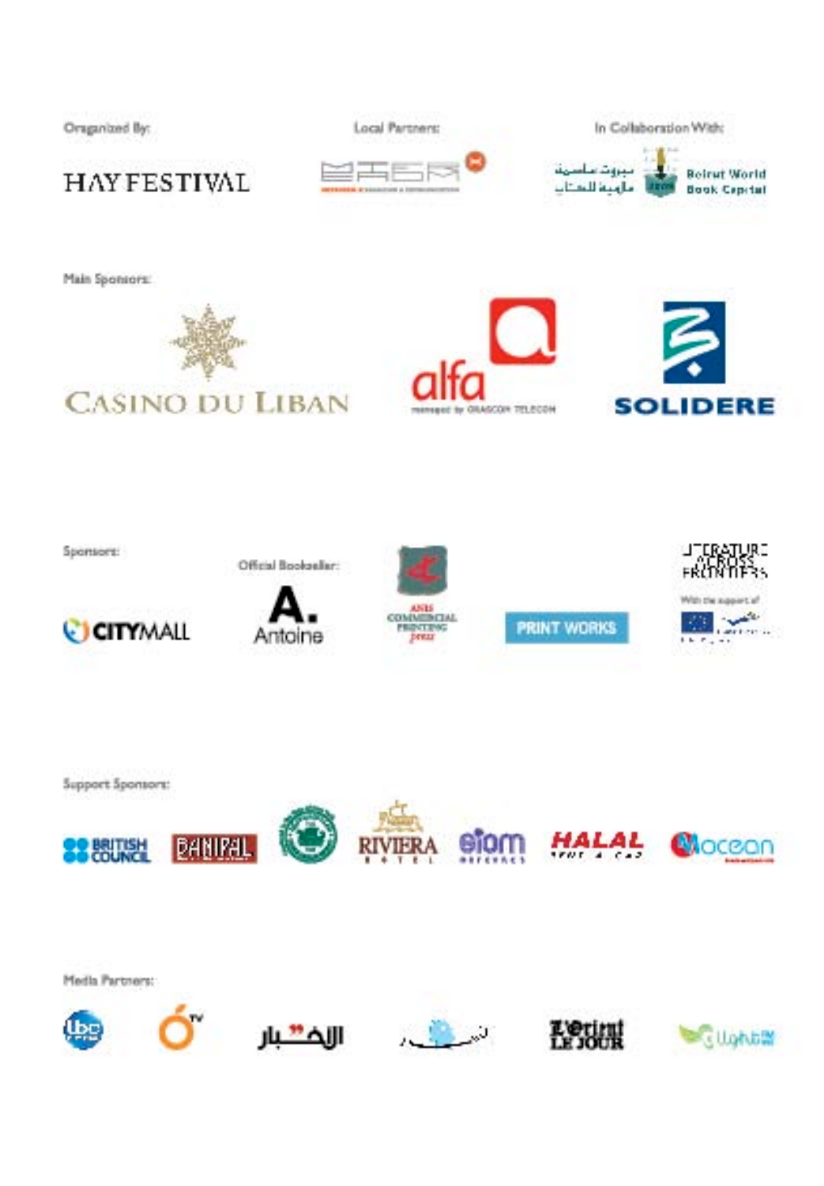Organized By:

HAY FESTIVAL

Local Partners:

In Collaboration With:

بيروت عاصمة عالمية للكتاب

Beirut World Book Capital

Main Sponsors:

CASINO DU LIBAN

alfa

managed by ORASCOM TELECOM

SOLIDERE

Sponsors:

CITYMALL

Official Bookseller:

A. Antoine

ANIS COMMERCIAL PRINTING press

PRINT WORKS

LITERATURE ACROSS FRONTIERS

With the support of

Support Sponsors:

BRITISH COUNCIL

BANIPAL

RIVIERA HOTEL

HALAL

ocean

Media Partners:

lbc

OTV

الأخبار

L'Orient LE JOUR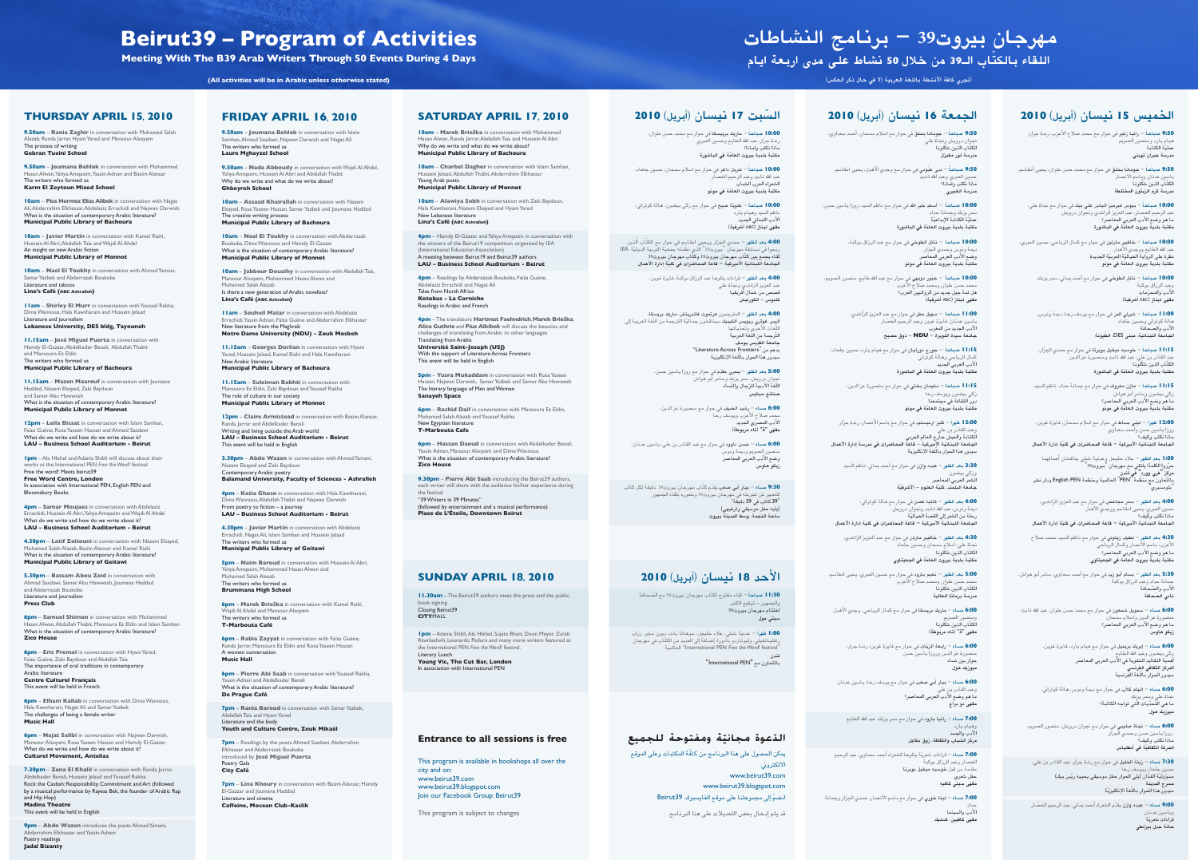# Beirut39 – Program of Activities

**Meeting With The B39 Arab Writers Through 50 Events During 4 Days**

**(All activities will be in Arabic unless otherwise stated)**

## THURSDAY APRIL 15, 2010

**9.50am** – **Rania Zaghir** in conversation with Mohamed Salah Alazab, Randa Jarrar, Hyam Yared and Mansour Alsoyem
The process of writing
**Gebran Tueini School**

**9.50am** – **Joumana Behlok** in conversation with Mohammed Hassan Alwan, Yahya Amqassim, Hussein Adnan and Basim Alansar
The writers who formed us
**Karm El Zeytoun Mixed School**

**10am** – **Pius Hermez Elias Alibek** in conversation with Nagat Ali, Abderrahim Elkhassar, Abdelaziz Errachidi and Wajdi Al Ahdal
What is the situation of contemporary Arabic literature?
**Municipal Public Library of Bachoura**

**10am** – **Javier Martin** in conversation with Kamel Riahi, Hussein Al Abri, Abdellah Taïa and Wajdi Al Ahdal
An insight on new Arabic fiction
**Municipal Public Library of Monnot**

**10am** – **Nael El Toukhy** in conversation with Ahmad Yamani, Samar Yazbek and Abderrazak Boukeba
Literature and taboos
**Lina's Café (ABC Achrafieh)**

**11am** – **Shirley El Murr** in conversation with Youssef Rakha, Dima Wannous, Hala Kawtharani and Hussein Jelaad
Literature and journalism
**Lebanese University, DES bldg, Tayouneh**

**11.15am** – **José Miguel Puerta** in conversation with Hamdy El-Gazzar, Abdelkader Benali, Abdullah Thabit and Mansoura Ez Eldin
The writers who formed us
**Municipal Public Library of Bachoura**

**11.15am** – **Mazen Maarouf** in conversation with Joumana Haddad, Nazem Elsayed, Zaki Baydoun and Samer Abu Hawwash
What is the situation of contemporary Arabic literature?
**Municipal Public Library of Monnot**

**12pm** – **Leila Bissat** in conversation with Islam Samhan, Faïza Guène, Rosa Yassin Hassan and Ahmad Saadawi
What do we write and how do we write about it?
**LAU – Business School Auditorium – Beirut**

**1pm** – Ala Hlehel and Adania Shibli will discuss about their works at the International PEN *Free the Word!* festival
Free the word! Meets beirut39
**Free Word Centre, London**
In association with International PEN, English PEN and Bloomsbury Books

**4pm** – **Samar Moujaes** in conversation with Abdelaziz Errachidi, Hussein Al Abri, Yahya Amqassim and Wajdi Al Ahdal
What do we write and how do we write about it?
**LAU – Business School Auditorium – Beirut**

**4.30pm** – **Latif Zeitouni** in conversation with Nazem Elsayed, Mohamed Salah Alazab, Basim Alansar and Kamel Riahi
What is the situation of contemporary Arabic literature?
**Municipal Public Library of Geitawi**

**5.30pm** – **Bassam Abou Zeid** in conversation with Ahmad Saadawi, Samer Abu Hawwash, Joumana Haddad and Abderrazak Boukeba
Literature and journalism
**Press Club**

**6pm** – **Samuel Shimon** in conversation with Mohammed Hassan Alwan, Abdullah Thabit, Mansoura Ez Eldin and Islam Samhan
What is the situation of contemporary Arabic literature?
**Zico House**

**6pm** – **Eric Premel** in conversation with Hyam Yared, Faïza Guène, Zaki Baydoun and Abdellah Taïa
The importance of oral traditions in contemporary Arabic literature
**Centre Culturel Français**
This event will be held in French

**6pm** – **Elham Kallab** in conversation with Dima Wannous, Hala Kawtharani, Nagat Ali and Samar Yazbek
The challenges of being a female writer
**Music Hall**

**6pm** – **Najat Salibi** in conversation with Najwan Darwish, Mansour Alsoyem, Rosa Yassin Hassan and Hamdy El-Gazzar
What do we write and how do we write about it?
**Culturel Movement, Antelias**

**7.30pm** – **Zena El Khalil** in conversation with Randa Jarrar, Abdelkader Benali, Hussein Jelaad and Youssef Rakha
Rock the Casbah: Responsibility, Commitment and Art (followed by a musical performance by Rayess Bek, the founder of Arabic Rap and Hip Hop)
**Madina Theatre**
This event will be held in English

**9pm** – **Abdo Wazen** introduces the poets Ahmad Yamani, Abderrahim Elkhassar and Yassin Adnan
Poetry readings
**Jadal Bizanty**

## FRIDAY APRIL 16, 2010

**9.50am** – **Joumana Behlok** in conversation with Islam Samhan, Ahmad Saadawi, Najwan Darwish and Nagat Ali
The writers who formed us
**Laure Mghayzel School**

**9.50am** – **Nada Abboudy** in conversation with Wajdi Al Ahdal, Yahya Amqassim, Hussein Al Abri and Abdullah Thabit
Why do we write and what do we write about?
**Ghobeyreh School**

**10am** – **Assaad Khairallah** in conversation with Nazem Elsayed, Rosa Yassin Hassan, Samar Yazbek and Joumana Haddad
The creative writing process
**Municipal Public Library of Bachoura**

**10am** – **Nael El Toukhy** in conversation with Abderrazak Boukeba, Dima Wannous and Hamdy El-Gazzar
What is the situation of contemporary Arabic literature?
**Municipal Public Library of Monnot**

**10am** – **Jabbour Douaihy** in conversation with Abdellah Taïa, Mansour Alsoyem, Mohammed Hassan Alwan and Mohamed Salah Alazab
Is there a new generation of Arabic novelists?
**Lina's Café (ABC Achrafieh)**

**11am** – **Souheil Matar** in conversation with Abdelaziz Errachidi, Yassin Adnan, Faïza Guène and Abderrahim Elkhassar
New literature from the Maghreb
**Notre Dame University (NDU) – Zouk Mosbeh**

**11.15am** – **Georges Dorlian** in conversation with Hyam Yared, Hussein Jelaad, Kamel Riahi and Hala Kawtharani
New Arabic literature
**Municipal Public Library of Bachoura**

**11.15am** – **Suleiman Bakhti** in conversation with Mansoura Ez Eldin, Zaki Baydoun and Youssef Rakha
The role of culture in our society
**Municipal Public Library of Monnot**

**12pm** – **Claire Armistead** in conversation with Basim Alansar, Randa Jarrar and Abdelkader Benali
Writing and living outside the Arab world
**LAU – Business School Auditorium – Beirut**
This event will be held in English

**3.30pm** – **Abdo Wazen** in conversation with Ahmad Yamani, Nazem Elsayed and Zaki Baydoun
Contemporary Arabic poetry
**Balamand University, Faculty of Sciences – Ashrafieh**

**4pm** – **Katia Ghosn** in conversation with Hala Kawtharani, Dima Wannous, Abdullah Thabit and Najwan Darwish
From poetry to fiction – a journey
**LAU – Business School Auditorium – Beirut**

**4.30pm** – **Javier Martin** in conversation with Abdelaziz Errachidi, Nagat Ali, Islam Samhan and Hussein Jelaad
The writers who formed us
**Municipal Public Library of Geitawi**

**5pm** – **Naim Baroud** in conversation with Hussein Al Abri, Yahya Amqassim, Mohammed Hassan Alwan and Mohamed Salah Alazab
The writers who formed us
**Brummana High School**

**6pm** – **Marek Brieška** in conversation with Kamel Riahi, Wajdi Al Ahdal and Mansour Alsoyem
The writers who formed us
**T-Marbouta Café**

**6pm** – **Rabia Zayyat** in conversation with Faïza Guène, Randa Jarrar, Mansoura Ez Eldin and Rosa Yassin Hassan
A women conversation
**Music Hall**

**6pm** – **Pierre Abi Saab** in conversation with Youssef Rakha, Yassin Adnan and Abdelkader Benali
What is the situation of contemporary Arabic literature?
**De Prague Café**

**7pm** – **Rania Baroud** in conversation with Samar Yazbek, Abdellah Taïa and Hyam Yared
Literature and the body
**Youth and Culture Centre, Zouk Mikaël**

**7pm** – Readings by the poets Ahmad Saadawi, Abderrahim Elkhassar and Abderrazak Boukeba
introduced by **José Miguel Puerta**
Poetry Gala
**City Café**

**7pm** – **Lina Khoury** in conversation with Basim Alansar, Hamdy El-Gazzar and Joumana Haddad
Literature and cinema
**Caffeine, Mocean Club-Kaslik**

## SATURDAY APRIL 17, 2010

**10am** – **Marek Brieška** in conversation with Mohammed Hassan Alwan, Randa Jarrar, Abdellah Taïa and Hussein Al Abri
Why do we write and what do we write about?
**Municipal Public Library of Bachoura**

**10am** – **Charbel Dagher** in conversation with Islam Samhan, Hussein Jelaad, Abdullah Thabit, Abderrahim Elkhassar
Young Arab poets
**Municipal Public Library of Monnot**

**10am** – **Alawiya Sobh** in conversation with Zaki Baydoun, Hala Kawtharani, Nazem Elsayed and Hyam Yared
New Lebanese literature
**Lina's Café (ABC Achrafieh)**

**4pm** – Hamdy El-Gazzar and Yahya Amqasim in conversation with the winners of the Beirut39 competition, organised by IEA (International Education Association)
A meeting between Beirut19 and Beirut39 authors
**LAU – Business School Auditorium – Beirut**

**4pm** – Readings by Abderazzak Boukeba, Faïza Guène, Abdelaziz Errachidi and Nagat Ali
Tales from North Africa
**Kotobus – La Corniche**
Readings in Arabic and French

**4pm** – The translators **Hartmut Faehndrich**, **Marek Brieška**, **Alice Guthrie** and **Pius Alibek** will discuss the beauties and challenges of translating from Arabic to other languages
Translating from Arabic
**Université Saint-Joseph (USJ)**
With the support of Literature Across Frontiers
This event will be held in English

**5pm** – **Yusra Mukaddam** in conversation with Rosa Yassen Hassan, Najwan Darwish, Samar Yazbek and Samer Abu Hawwash
The literary language of Men and Women
**Sanayeh Space**

**6pm** – **Rachid Daif** in conversation with Mansoura Ez Eldin, Mohamed Salah Alazab and Youssef Rakha
New Egyptian literature
**T-Marbouta Cafe**

**6pm** – **Hassan Daoud** in conversation with Abdelkader Benali, Yassin Adnan, Mansour Alsoyem and Dima Wannous
What is the situation of contemporary Arabic literature?
**Zico House**

**9.30pm** – **Pierre Abi Saab** introducing the Beirut39 authors, each writer will share with the audience his/her experience during the festival
"39 Writers in 39 Minutes"
(followed by entertainment and a musical performance)
**Place de L'Étoile, Downtown Beirut**

## SUNDAY APRIL 18, 2010

**11.30am** – The Beirut39 authors meet the press and the public, book signing
Closing Beirut39
**CITYMALL**

**1pm** – Adania Shibli, Ala Hlehel, Sujata Bhatt, Deon Meyer, Zurab Rtveliashvili, Leonardo Padura and many more writers featured at the International PEN *Free the Word!* festival.
Literary Lunch
**Young Vic, The Cut Bar, London**
In association with International PEN

**Entrance to all sessions is free**

This program is available in bookshops all over the city and on:
www.beirut39.com
www.beirut39.blogspot.com
Join our Facebook Group: Beirut39

This program is subject to changes

---

# مهرجان بيروت39 – برنامج النشاطات

**اللقاء بالكتّاب الـ39 من خلال 50 نشاط على مدى اربعة ايام**

(تجري كافة الأنشطة باللغة العربية إلا في حال ذكر العكس)

## الخميس 15 نيسان (أبريل) 2010

**9:50 صباحاً** – رانيا زغير في حوار مع محمد صلاح الأعزب، رندة جرار، هيام يارد، منصور الصويم
عملية الكتابة
**مدرسة جبران تويني**

**9:50 صباحاً** – جومانا بحلق في حوار مع محمد حسن علوان، يحيى امقاسم، حسين عدنان وباسم الانصار
مَنْ الكتاب الذين شكّلونا
**مدرسة كرم الزيتون المختلطة**

**10:00 صباحاً** – بيوس هيرميز الياس علي بيك في حوار مع نجاة علي، عبد الرحيم الخصار، عبد العزيز الراشدي وجدي الأهدل
ما هو وضع الأدب العربي المعاصر؟
**مكتبة بلدية بيروت العامة في الباشورة**

**10:00 صباحاً** – خافيير مارتين في حوار مع كمال الرياحي، حسين العبري، عبد الله الطايع ووجدي الأهدل
نظرة على الرواية العربية الجديدة
**مكتبة بلدية بيروت العامة في مونو**

**10:00 صباحاً** – نائل الطوخي في حوار مع أحمد يماني، سمر يزبك، وعبد الرزاق بوكبة
الأدب والمحرّمات
**مقهى لينا (ABC الأشرفية)**

**11:00 صباحاً** – شيرلي المرّ في حوار مع يوسف رخا، ديمة ونوس، هالة كوثراني وحسين جلعاد
الأدب والصحافة
**الجامعة اللبنانية، مبنى DES، الطيونة**

**11:15 صباحاً** – خوسيه ميغيل بويرتا في حوار مع حمدي الجزار، عبد القادر بن علي، عبد الله ثابت ومنصورة عز الدين
مَنْ الكتاب الذين شكّلونا
**مكتبة بلدية بيروت العامة في الباشورة**

**11:15 صباحاً** – مازن معروف في حوار مع جمانة حداد، ناظم السيد، زكي بيضون وسامر أبو هواش
ما هو وضع الأدب العربي المعاصر؟
**مكتبة بلدية بيروت العامة في مونو**

**12:00 ظهراً** – ليلى بساط في حوار مع اسلام سمحان، فايزة غوين، روزا ياسين حسن وأحمد سعداوي
ماذا نكتب وكيف؟
**الجامعة اللبنانية الأميركية – قاعة المحاضرات في كلية إدارة الأعمال**

**1:00 بعد الظهر** – علاء حليحل وعدنية شبلي يناقشان أعمالهما
حوارٌ الكلمة! يلتقي مع مهرجان "بيروت39"
مركز "فري وورد" في لندن
بالتعاون مع منظمة "PEN" العالمية ومنظمة English PEN ودار نشر "بلومسبري"

**4:00 بعد الظهر** – سمير مجاعص في حوار مع عبد العزيز الراشدي، حسين العبري، يحيى امقاسم ووجدي الأهدل
ماذا نكتب وكيف؟
**الجامعة اللبنانية الأميركية – قاعة المحاضرات في كلية إدارة الأعمال**

**4:30 بعد الظهر** – لطيف زيتوني في حوار مع ناظم السيد، محمد صلاح الأعزب، باسم الأنصار وكمال الرياحي
ما هو وضع الأدب العربي المعاصر؟
**مكتبة بلدية بيروت العامة في الجعيتاوي**

**5:30 بعد الظهر** – بسام أبو زيد في حوار مع أحمد سعداوي، سامر أبو هواش، جمانة حداد وعبد الرزاق بوكبة
الأدب والصحافة
**نادي الصحافة**

**6:00 مساءً** – صموئيل شمعون في حوار مع محمد حسن علوان، عبد الله ثابت، منصورة عز الدين واسلام سمحان
ما هو وضع الأدب العربي المعاصر؟
**زيكو هاوس**

**6:00 مساءً** – ايريك بريميل في حوار مع هيام يارد، فايزة غوين، زكي بيضون وعبد الله الطايع
أهمية التقاليد الشفوية في الأدب العربي المعاصر
**المركز الثقافي الفرنسي**
سيدور الحوار باللغة الفرنسية

**6:00 مساءً** – الهام كلاب في حوار مع ديمة ونوس، هالة كوثراني، نجاة علي وسمر يزبك
ما هي التحديات التي تواجه الكاتبة؟
**ميوزيك هول**

**6:00 مساءً** – نجاة صليبي في حوار مع نجوان درويش، منصور الصويم، روزا ياسين حسن وحمدي الجزار
ماذا نكتب وكيف؟
**الحركة الثقافية في انطلياس**

**7:30 مساءً** – زينة الخليل في حوار مع رندة جرار، عبد القادر بن علي، حسين جلعاد ويوسف رخا
مسؤولية الفنان (يلي الحوار حفل موسيقي يحييه ريّس بيك)
**مسرح المدينة**
سيدور هذا الحوار باللغة الانكليزية

**9:00 مساءً** – عبده وازن يقدّم الشعراء أحمد يماني، عبد الرحيم الخصار وياسين عدنان
قراءات شعرية
**مقهى جدل بيزنطي**

## الجمعة 16 نيسان (أبريل) 2010

**9:50 صباحاً** – جومانا بحلق في حوار مع اسلام سمحان، أحمد سعداوي، نجوان درويش ونجاة علي
الكتاب الذين شكّلونا
**مدرسة لور مغيزل**

**9:50 صباحاً** – ندى عبودي في حوار مع وجدي الأهدل، يحيى امقاسم، حسين العبري وعبد الله ثابت
ماذا نكتب ولماذا؟
**مدرسة الغبيري**

**10:00 صباحاً** – أسعد خير الله في حوار مع ناظم السيد، روزا ياسين حسن، سمر يزبك وجمانة حداد
عملية الكتابة الإبداعية
**مكتبة بلدية بيروت العامة في الباشورة**

**10:00 صباحاً** – نائل الطوخي في حوار مع عبد الرزاق بوكبة، ديمة ونوس وحمدي الجزار
وضع الأدب العربي المعاصر
**مكتبة بلدية بيروت العامة في مونو**

**10:00 صباحاً** – جبور دويهي في حوار مع عبد الله طايع، منصور الصويم، محمد حسن علوان ومحمد صلاح الأعزب
هل ثمة جيل جديد من الروائيين العرب؟
**مقهى لينا (ABC الأشرفية)**

**11:00 صباحاً** – سهيل مطر في حوار مع عبد العزيز الراشدي، ياسين عدنان، فايزة غوين وعبد الرحيم الخصار
الأدب الجديد من المغرب
**جامعة سيدة اللويزة – NDU – زوق مصبح**

**11:15 صباحاً** – جورج دورليان في حوار مع هيام يارد، حسين جلعاد، كمال الرياحي وهالة كوثراني
الأدب العربي الجديد
**مكتبة بلدية بيروت العامة في الباشورة**

**11:15 صباحاً** – سليمان بختي في حوار مع منصورة عز الدين، زكي بيضون ويوسف رخا
دور الثقافة في مجتمعنا
**مكتبة بلدية بيروت العامة في مونو**

**12:00 ظهراً** – كلير ارميستيد في حوار مع باسم الأنصار، رندة جرار وعبد القادر بن علي
الكتابة والعيش خارج العالم العربي
**الجامعة اللبنانية الأميركية – قاعة المحاضرات في مدرسة إدارة الأعمال**
سيدور هذا الحوار باللغة الانكليزية

**3:30 بعد الظهر** – عبده وازن في حوار مع أحمد يماني، ناظم السيد وزكي بيضون
الشعر العربي المعاصر
**جامعة البلمند، كلية العلوم – الأشرفية**

**4:00 بعد الظهر** – كاتيا غصن في حوار مع هالة كوثراني، ديمة ونوس، عبد الله ثابت ونجوان درويش
رحلة من الشعر إلى القصة الخيالية
**الجامعة اللبنانية الأميركية – قاعة المحاضرات في كلية إدارة الأعمال**

**4:30 بعد الظهر** – خافيير مارتين في حوار مع عبد العزيز الراشدي، نجاة علي، اسلام سمحان وحسين جلعاد
الكتاب الذين شكّلونا
**مكتبة بلدية بيروت العامة في الجعيتاوي**

**5:00 بعد الظهر** – نعيم بارود في حوار مع حسين العبري، يحيى امقاسم، محمد حسن علوان ومحمد صلاح الأعزب
الكتاب الذين شكّلونا
**مدرسة برمانا العالية**

**6:00 مساءً** – ماريك بريسكا في حوار مع كمال الرياحي، وجدي الأهدل ومنصور الصويم
الكتاب الذين شكّلونا
**مقهى "ة" (تاء مربوطة)**

**6:00 مساءً** – رابعة الزيات في حوار مع فايزة غوين، رندة جرار، منصورة عز الدين وروزا ياسين حسن
حوار بين نساء
**ميوزيك هول**

**6:00 مساءً** – بيار أبي صعب في حوار مع يوسف رخا، ياسين عدنان وعبد القادر بن علي
ما هو وضع الأدب العربي المعاصر؟
**مقهى دو براغ**

**7:00 مساءً** – رانيا بارود في حوار مع سمر يزبك، عبد الله الطايع وهيام يارد
الأدب والجسد
**مركز الشباب والثقافة، زوق مكايل**

**7:00 مساءً** – قراءات شعرية يتلوها الشعراء أحمد سعداوي، عبد الرحيم الخصار وعبد الرزاق بوكبة
مقدمة من قبل خوسيه ميغيل بويرتا
حفل شعري
**مقهى سيتي كافيه**

**7:00 مساءً** – لينا خوري في حوار مع باسم الأنصار، حمدي الجزار وجمانة حداد
الأدب والسينما
**مقهى كافيين، كسليك**

## السّبت 17 نيسان (أبريل) 2010

**10:00 صباحاً** – ماريك بريسكا في حوار مع محمد حسن علوان، رندة جرار، عبد الله الطايع وحسين العبري
ماذا نكتب ولماذا؟
**مكتبة بلدية بيروت العامة في الباشورة**

**10:00 صباحاً** – شربل داغر في حوار مع اسلام سمحان، حسين جلعاد، عبد الله ثابت وعبد الرحيم الخصار
الشعراء العرب الشباب
**مكتبة بلدية بيروت العامة في مونو**

**10:00 صباحاً** – علوية صبح في حوار مع زكي بيضون، هالة كوثراني، ناظم السيد وهيام يارد
الأدب اللبناني الجديد
**مقهى لينا (ABC أشرفية)**

**4:00 بعد الظهر** – حمدي الجزار ويحيى امقاسم في حوار مع الكتّاب الذين ربحوا في مسابقة مهرجان "بيروت19" التي نظمتها جمعية التربية الدولية IEA
لقاء يجمع بين كتّاب مهرجان بيروت19 وكتّاب مهرجان بيروت39
**الجامعة اللبنانية الأميركية – قاعة المحاضرات في كلية إدارة الأعمال**

**4:00 بعد الظهر** – قراءات يتلوها عبد الرزاق بوكبة، فايزة غوين، عبد العزيز الراشدي ونجاة علي
قصص من شمال أفريقيا
**كتوبس – الكورنيش**

**4:00 بعد الظهر** – المترجمون هرتموت فاندريش، ماريك بريسكا، أليس غوثري وبيوس الياس علي بيك يناقشون جمالية الترجمة من اللغة العربية إلى اللغات الأخرى وتحدياتها
الترجمة من اللغة العربية
**جامعة القديس يوسف**
بدعم من "Literature Across Frontiers"
سيدور هذا الحوار باللغة الانكليزية

**5:00 بعد الظهر** – يسرى مقدم في حوار مع روزا ياسين حسن، نجوان درويش، سمر يزبك وسامر أبو هواش
اللغة الأدبية للرجال والنساء
**مختبر صنايع**

**6:00 مساءً** – رشيد الضعيف في حوار مع منصورة عز الدين، محمد صلاح الأعزب ويوسف رخا
الأدب المصري الجديد
**مقهى "ة" (تاء مربوطة)**

**6:00 مساءً** – حسن داوود في حوار مع عبد القادر بن علي، ياسين عدنان، منصور الصويم وديمة ونوس
وضع الأدب العربي المعاصر
**زيكو هاوس**

**9:30 مساءً** – بيار أبي صعب يقدّم كتّاب مهرجان بيروت39. دقيقة لكل كاتب للتعبير عن تجربته في مهرجان بيروت39 وتجربته بلقاء الجمهور
"39 كاتب في 39 دقيقة"
(يليه حفل موسيقي وترفيهي)
**ساحة النجمة، وسط المدينة بيروت**

## الأحد 18 نيسان (أبريل) 2010

**11:30 صباحاً** – لقاء مفتوح لكتّاب مهرجان بيروت39 مع الصحافة والجمهور، توقيع الكتب
اختتام مهرجان بيروت39
**سيتي مول**

**1:00 ظهراً** – عدنية شبلي، علاء حليحل، سوجاتا بات، ديون ماير، زوراب رتفلياشفيلي، ليوناردو بادورا وكثيرون من الكتّاب في مهرجان "Free the Word!" التابع لـ"International PEN" العالمية
لندن
بالتعاون مع "International PEN"

**الدعوة مجانية ومفتوحة للجميع**

يمكن الحصول على هذا البرنامج من كافة المكتبات وعلى الموقع الالكتروني:
www.beirut39.com
www.beirut39.blogspot.com
انضمّ إلى مجموعتنا على موقع الفايسبوك: Beirut39

قد يتم إدخال بعض التعديلات على هذا البرنامج